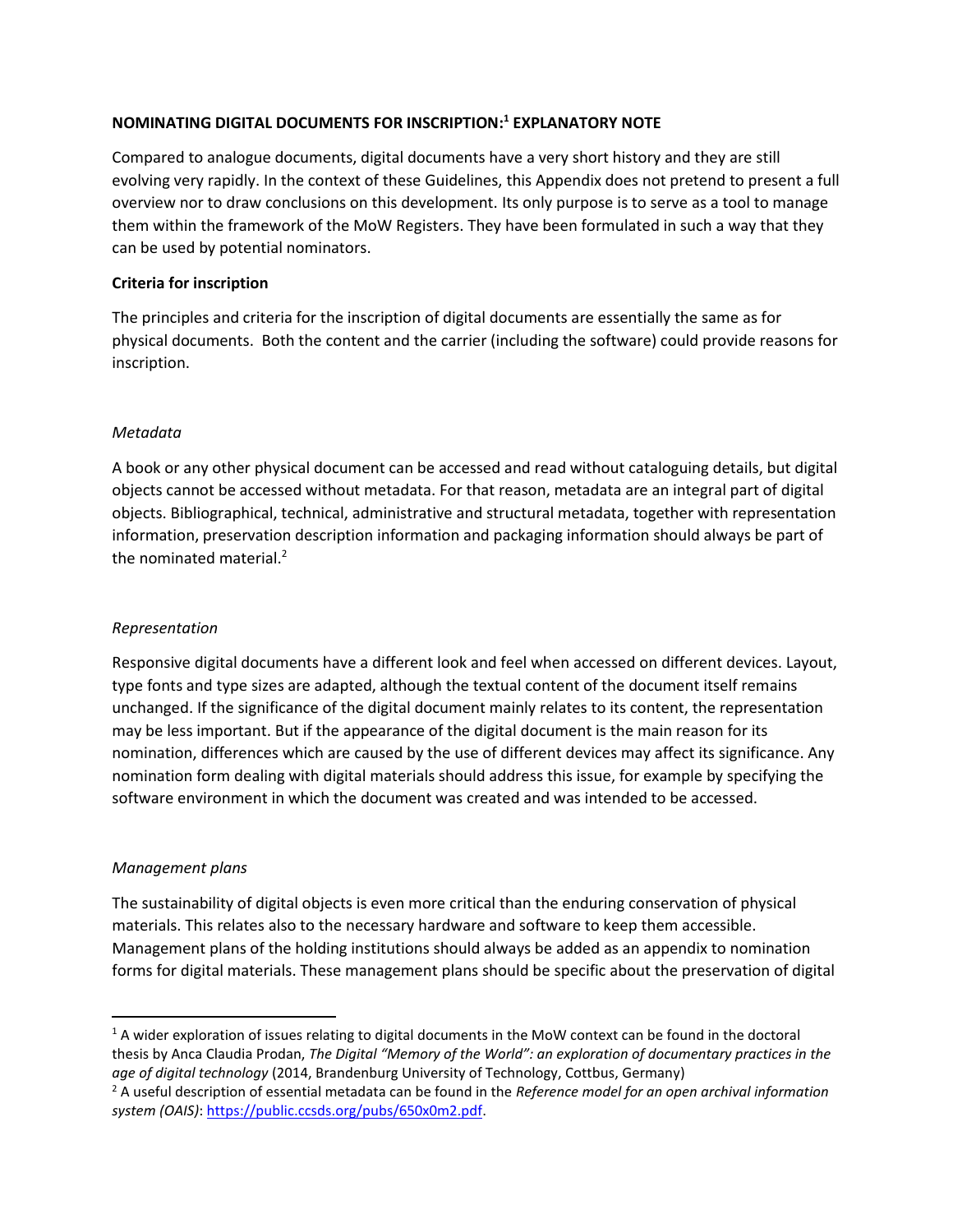**NOMINATING DIGITAL DOCUMENTS FOR INSCRIPTION:[1] EXPLANATORY NOTE**

Compared to analogue documents, digital documents have a very short history and they are still evolving very rapidly. In the context of these Guidelines, this Appendix does not pretend to present a full overview nor to draw conclusions on this development. Its only purpose is to serve as a tool to manage them within the framework of the MoW Registers. They have been formulated in such a way that they can be used by potential nominators.

**Criteria for inscription**

The principles and criteria for the inscription of digital documents are essentially the same as for physical documents. Both the content and the carrier (including the software) could provide reasons for inscription.

*Metadata*

A book or any other physical document can be accessed and read without cataloguing details, but digital objects cannot be accessed without metadata. For that reason, metadata are an integral part of digital objects. Bibliographical, technical, administrative and structural metadata, together with representation information, preservation description information and packaging information should always be part of the nominated material.[2]

*Representation*

Responsive digital documents have a different look and feel when accessed on different devices. Layout, type fonts and type sizes are adapted, although the textual content of the document itself remains unchanged. If the significance of the digital document mainly relates to its content, the representation may be less important. But if the appearance of the digital document is the main reason for its nomination, differences which are caused by the use of different devices may affect its significance. Any nomination form dealing with digital materials should address this issue, for example by specifying the software environment in which the document was created and was intended to be accessed.

*Management plans*

The sustainability of digital objects is even more critical than the enduring conservation of physical materials. This relates also to the necessary hardware and software to keep them accessible. Management plans of the holding institutions should always be added as an appendix to nomination forms for digital materials. These management plans should be specific about the preservation of digital

---

[1] A wider exploration of issues relating to digital documents in the MoW context can be found in the doctoral thesis by Anca Claudia Prodan, *The Digital "Memory of the World": an exploration of documentary practices in the age of digital technology* (2014, Brandenburg University of Technology, Cottbus, Germany)

[2] A useful description of essential metadata can be found in the *Reference model for an open archival information system (OAIS)*: https://public.ccsds.org/pubs/650x0m2.pdf.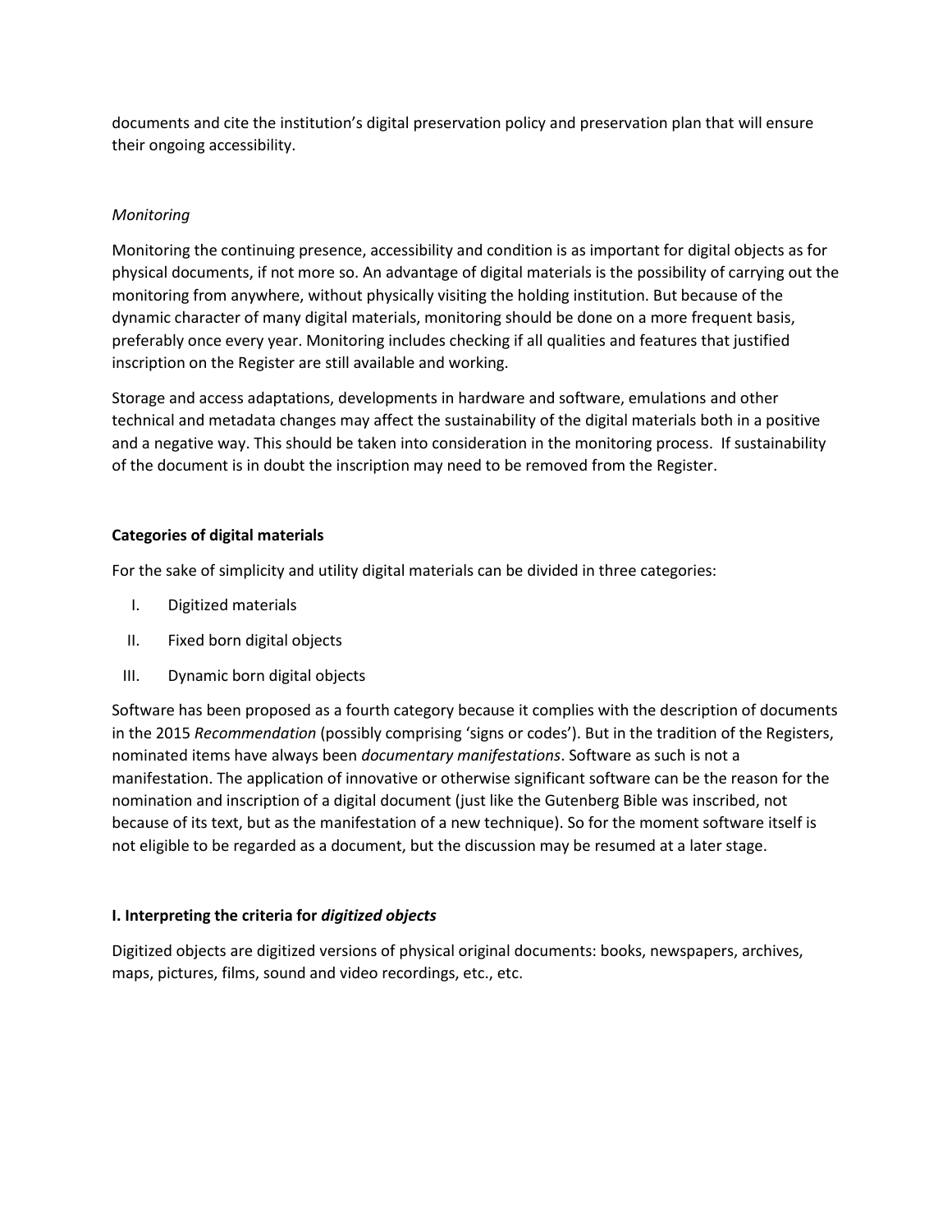documents and cite the institution's digital preservation policy and preservation plan that will ensure their ongoing accessibility.

*Monitoring*

Monitoring the continuing presence, accessibility and condition is as important for digital objects as for physical documents, if not more so. An advantage of digital materials is the possibility of carrying out the monitoring from anywhere, without physically visiting the holding institution. But because of the dynamic character of many digital materials, monitoring should be done on a more frequent basis, preferably once every year. Monitoring includes checking if all qualities and features that justified inscription on the Register are still available and working.

Storage and access adaptations, developments in hardware and software, emulations and other technical and metadata changes may affect the sustainability of the digital materials both in a positive and a negative way. This should be taken into consideration in the monitoring process. If sustainability of the document is in doubt the inscription may need to be removed from the Register.

**Categories of digital materials**

For the sake of simplicity and utility digital materials can be divided in three categories:

I. Digitized materials

II. Fixed born digital objects

III. Dynamic born digital objects

Software has been proposed as a fourth category because it complies with the description of documents in the 2015 *Recommendation* (possibly comprising 'signs or codes'). But in the tradition of the Registers, nominated items have always been *documentary manifestations*. Software as such is not a manifestation. The application of innovative or otherwise significant software can be the reason for the nomination and inscription of a digital document (just like the Gutenberg Bible was inscribed, not because of its text, but as the manifestation of a new technique). So for the moment software itself is not eligible to be regarded as a document, but the discussion may be resumed at a later stage.

**I. Interpreting the criteria for *digitized objects***

Digitized objects are digitized versions of physical original documents: books, newspapers, archives, maps, pictures, films, sound and video recordings, etc., etc.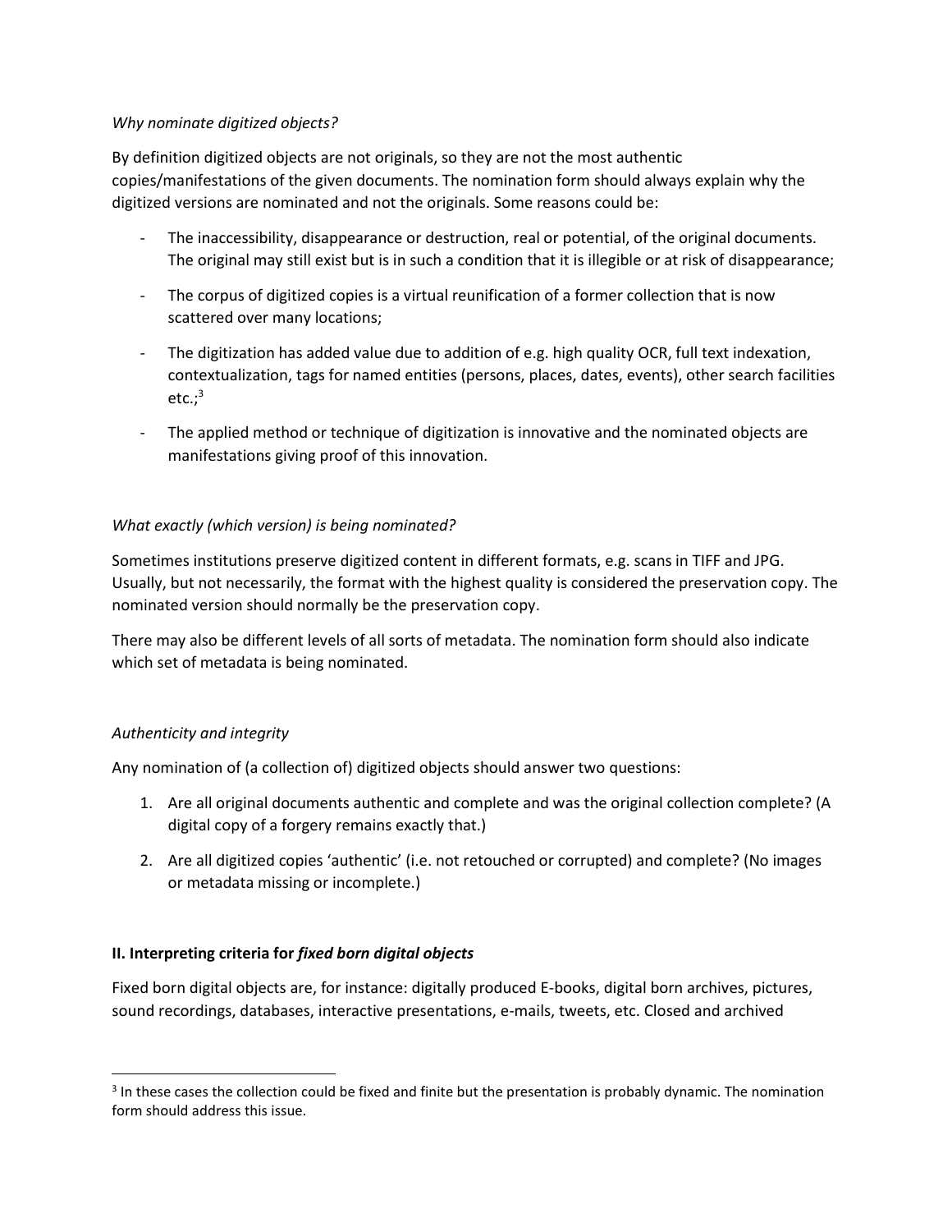*Why nominate digitized objects?*

By definition digitized objects are not originals, so they are not the most authentic copies/manifestations of the given documents. The nomination form should always explain why the digitized versions are nominated and not the originals. Some reasons could be:

- The inaccessibility, disappearance or destruction, real or potential, of the original documents. The original may still exist but is in such a condition that it is illegible or at risk of disappearance;
- The corpus of digitized copies is a virtual reunification of a former collection that is now scattered over many locations;
- The digitization has added value due to addition of e.g. high quality OCR, full text indexation, contextualization, tags for named entities (persons, places, dates, events), other search facilities etc.;[3]
- The applied method or technique of digitization is innovative and the nominated objects are manifestations giving proof of this innovation.

*What exactly (which version) is being nominated?*

Sometimes institutions preserve digitized content in different formats, e.g. scans in TIFF and JPG. Usually, but not necessarily, the format with the highest quality is considered the preservation copy. The nominated version should normally be the preservation copy.

There may also be different levels of all sorts of metadata. The nomination form should also indicate which set of metadata is being nominated.

*Authenticity and integrity*

Any nomination of (a collection of) digitized objects should answer two questions:

1. Are all original documents authentic and complete and was the original collection complete? (A digital copy of a forgery remains exactly that.)
2. Are all digitized copies 'authentic' (i.e. not retouched or corrupted) and complete? (No images or metadata missing or incomplete.)

**II. Interpreting criteria for *fixed born digital objects***

Fixed born digital objects are, for instance: digitally produced E-books, digital born archives, pictures, sound recordings, databases, interactive presentations, e-mails, tweets, etc. Closed and archived

[3] In these cases the collection could be fixed and finite but the presentation is probably dynamic. The nomination form should address this issue.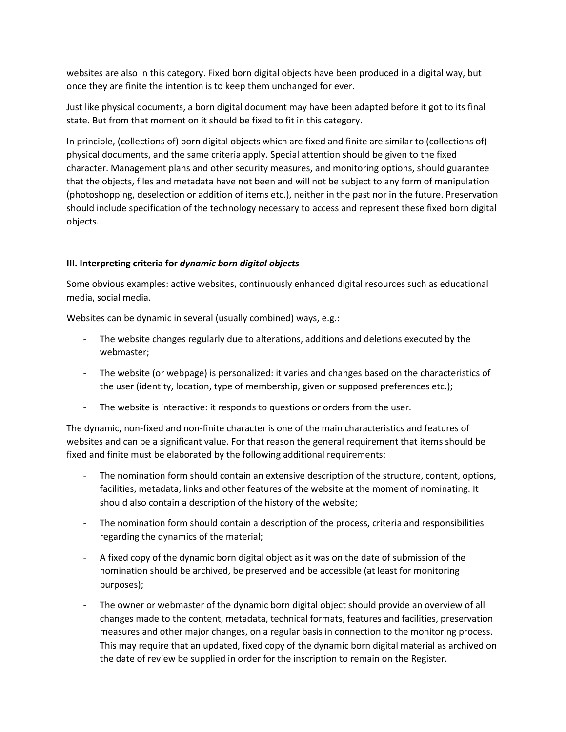websites are also in this category. Fixed born digital objects have been produced in a digital way, but once they are finite the intention is to keep them unchanged for ever.

Just like physical documents, a born digital document may have been adapted before it got to its final state. But from that moment on it should be fixed to fit in this category.

In principle, (collections of) born digital objects which are fixed and finite are similar to (collections of) physical documents, and the same criteria apply. Special attention should be given to the fixed character. Management plans and other security measures, and monitoring options, should guarantee that the objects, files and metadata have not been and will not be subject to any form of manipulation (photoshopping, deselection or addition of items etc.), neither in the past nor in the future. Preservation should include specification of the technology necessary to access and represent these fixed born digital objects.

**III. Interpreting criteria for *dynamic born digital objects***

Some obvious examples: active websites, continuously enhanced digital resources such as educational media, social media.

Websites can be dynamic in several (usually combined) ways, e.g.:

- The website changes regularly due to alterations, additions and deletions executed by the webmaster;
- The website (or webpage) is personalized: it varies and changes based on the characteristics of the user (identity, location, type of membership, given or supposed preferences etc.);
- The website is interactive: it responds to questions or orders from the user.

The dynamic, non-fixed and non-finite character is one of the main characteristics and features of websites and can be a significant value. For that reason the general requirement that items should be fixed and finite must be elaborated by the following additional requirements:

- The nomination form should contain an extensive description of the structure, content, options, facilities, metadata, links and other features of the website at the moment of nominating. It should also contain a description of the history of the website;
- The nomination form should contain a description of the process, criteria and responsibilities regarding the dynamics of the material;
- A fixed copy of the dynamic born digital object as it was on the date of submission of the nomination should be archived, be preserved and be accessible (at least for monitoring purposes);
- The owner or webmaster of the dynamic born digital object should provide an overview of all changes made to the content, metadata, technical formats, features and facilities, preservation measures and other major changes, on a regular basis in connection to the monitoring process. This may require that an updated, fixed copy of the dynamic born digital material as archived on the date of review be supplied in order for the inscription to remain on the Register.